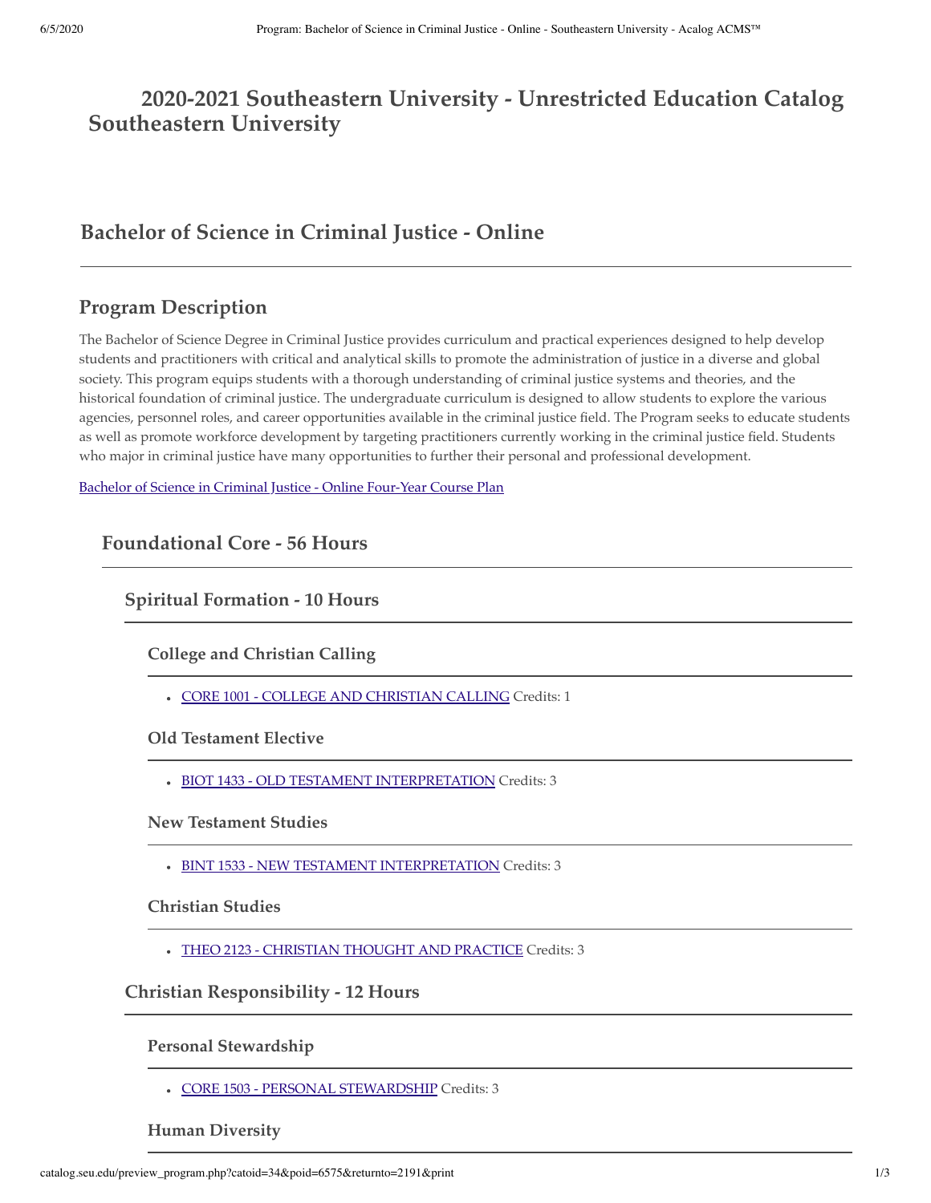# 2020-2021 Southeastern University - Unrestricted Education Catalog Southeastern University

## Bachelor of Science in Criminal Justice - Online

## Program Description

The Bachelor of Science Degree in Criminal Justice provides curriculum and practical experiences designed to help develop students and practitioners with critical and analytical skills to promote the administration of justice in a diverse and global society. This program equips students with a thorough understanding of criminal justice systems and theories, and the historical foundation of criminal justice. The undergraduate curriculum is designed to allow students to explore the various agencies, personnel roles, and career opportunities available in the criminal justice field. The Program seeks to educate students as well as promote workforce development by targeting practitioners currently working in the criminal justice field. Students who major in criminal justice have many opportunities to further their personal and professional development.

Bachelor of Science in Criminal Justice - Online Four-Year Course Plan

### Foundational Core - 56 Hours

#### Spiritual Formation - 10 Hours

##### College and Christian Calling

- CORE 1001 - COLLEGE AND CHRISTIAN CALLING Credits: 1

##### Old Testament Elective

- BIOT 1433 - OLD TESTAMENT INTERPRETATION Credits: 3

##### New Testament Studies

- BINT 1533 - NEW TESTAMENT INTERPRETATION Credits: 3

##### Christian Studies

- THEO 2123 - CHRISTIAN THOUGHT AND PRACTICE Credits: 3

#### Christian Responsibility - 12 Hours

##### Personal Stewardship

- CORE 1503 - PERSONAL STEWARDSHIP Credits: 3

##### Human Diversity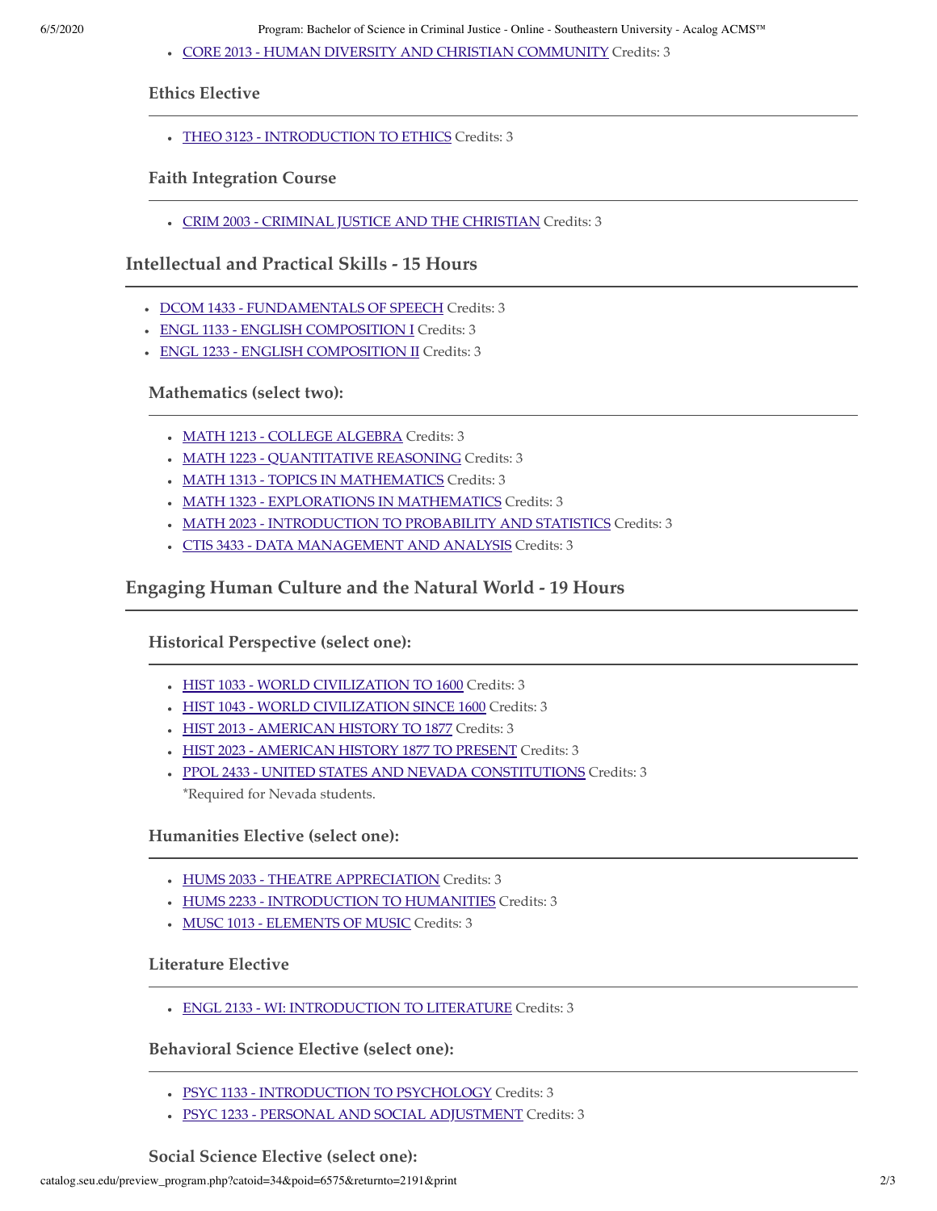- CORE 2013 - HUMAN DIVERSITY AND CHRISTIAN COMMUNITY Credits: 3

### Ethics Elective

- THEO 3123 - INTRODUCTION TO ETHICS Credits: 3

### Faith Integration Course

- CRIM 2003 - CRIMINAL JUSTICE AND THE CHRISTIAN Credits: 3

## Intellectual and Practical Skills - 15 Hours

- DCOM 1433 - FUNDAMENTALS OF SPEECH Credits: 3
- ENGL 1133 - ENGLISH COMPOSITION I Credits: 3
- ENGL 1233 - ENGLISH COMPOSITION II Credits: 3

### Mathematics (select two):

- MATH 1213 - COLLEGE ALGEBRA Credits: 3
- MATH 1223 - QUANTITATIVE REASONING Credits: 3
- MATH 1313 - TOPICS IN MATHEMATICS Credits: 3
- MATH 1323 - EXPLORATIONS IN MATHEMATICS Credits: 3
- MATH 2023 - INTRODUCTION TO PROBABILITY AND STATISTICS Credits: 3
- CTIS 3433 - DATA MANAGEMENT AND ANALYSIS Credits: 3

## Engaging Human Culture and the Natural World - 19 Hours

### Historical Perspective (select one):

- HIST 1033 - WORLD CIVILIZATION TO 1600 Credits: 3
- HIST 1043 - WORLD CIVILIZATION SINCE 1600 Credits: 3
- HIST 2013 - AMERICAN HISTORY TO 1877 Credits: 3
- HIST 2023 - AMERICAN HISTORY 1877 TO PRESENT Credits: 3
- PPOL 2433 - UNITED STATES AND NEVADA CONSTITUTIONS Credits: 3
  *Required for Nevada students.

### Humanities Elective (select one):

- HUMS 2033 - THEATRE APPRECIATION Credits: 3
- HUMS 2233 - INTRODUCTION TO HUMANITIES Credits: 3
- MUSC 1013 - ELEMENTS OF MUSIC Credits: 3

### Literature Elective

- ENGL 2133 - WI: INTRODUCTION TO LITERATURE Credits: 3

### Behavioral Science Elective (select one):

- PSYC 1133 - INTRODUCTION TO PSYCHOLOGY Credits: 3
- PSYC 1233 - PERSONAL AND SOCIAL ADJUSTMENT Credits: 3

### Social Science Elective (select one):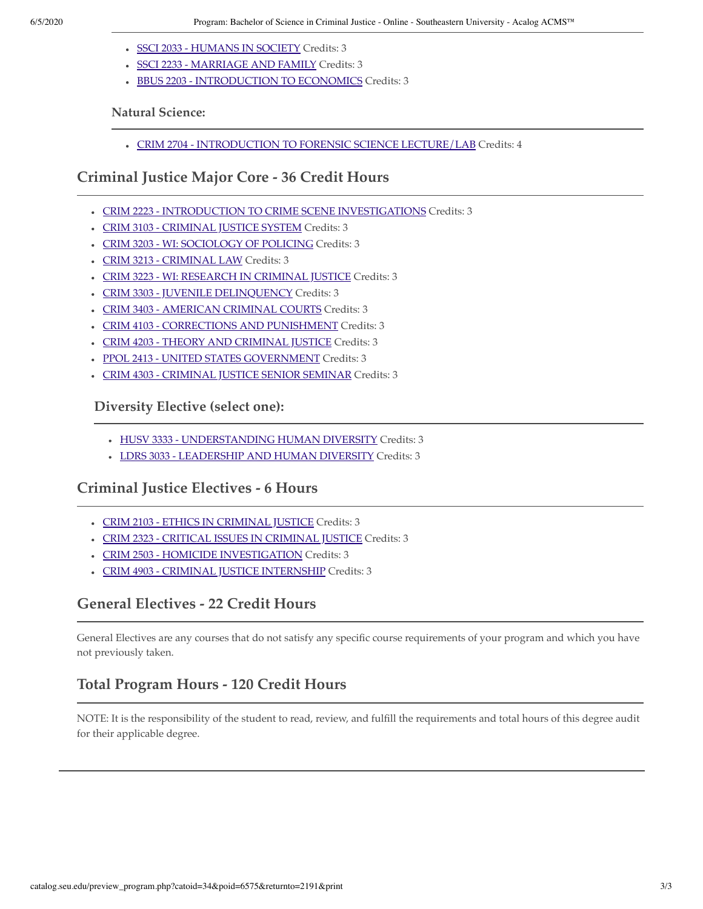- SSCI 2033 - HUMANS IN SOCIETY Credits: 3
- SSCI 2233 - MARRIAGE AND FAMILY Credits: 3
- BBUS 2203 - INTRODUCTION TO ECONOMICS Credits: 3

### Natural Science:

- CRIM 2704 - INTRODUCTION TO FORENSIC SCIENCE LECTURE/LAB Credits: 4

## Criminal Justice Major Core - 36 Credit Hours

- CRIM 2223 - INTRODUCTION TO CRIME SCENE INVESTIGATIONS Credits: 3
- CRIM 3103 - CRIMINAL JUSTICE SYSTEM Credits: 3
- CRIM 3203 - WI: SOCIOLOGY OF POLICING Credits: 3
- CRIM 3213 - CRIMINAL LAW Credits: 3
- CRIM 3223 - WI: RESEARCH IN CRIMINAL JUSTICE Credits: 3
- CRIM 3303 - JUVENILE DELINQUENCY Credits: 3
- CRIM 3403 - AMERICAN CRIMINAL COURTS Credits: 3
- CRIM 4103 - CORRECTIONS AND PUNISHMENT Credits: 3
- CRIM 4203 - THEORY AND CRIMINAL JUSTICE Credits: 3
- PPOL 2413 - UNITED STATES GOVERNMENT Credits: 3
- CRIM 4303 - CRIMINAL JUSTICE SENIOR SEMINAR Credits: 3

### Diversity Elective (select one):

- HUSV 3333 - UNDERSTANDING HUMAN DIVERSITY Credits: 3
- LDRS 3033 - LEADERSHIP AND HUMAN DIVERSITY Credits: 3

## Criminal Justice Electives - 6 Hours

- CRIM 2103 - ETHICS IN CRIMINAL JUSTICE Credits: 3
- CRIM 2323 - CRITICAL ISSUES IN CRIMINAL JUSTICE Credits: 3
- CRIM 2503 - HOMICIDE INVESTIGATION Credits: 3
- CRIM 4903 - CRIMINAL JUSTICE INTERNSHIP Credits: 3

## General Electives - 22 Credit Hours

General Electives are any courses that do not satisfy any specific course requirements of your program and which you have not previously taken.

## Total Program Hours - 120 Credit Hours

NOTE: It is the responsibility of the student to read, review, and fulfill the requirements and total hours of this degree audit for their applicable degree.